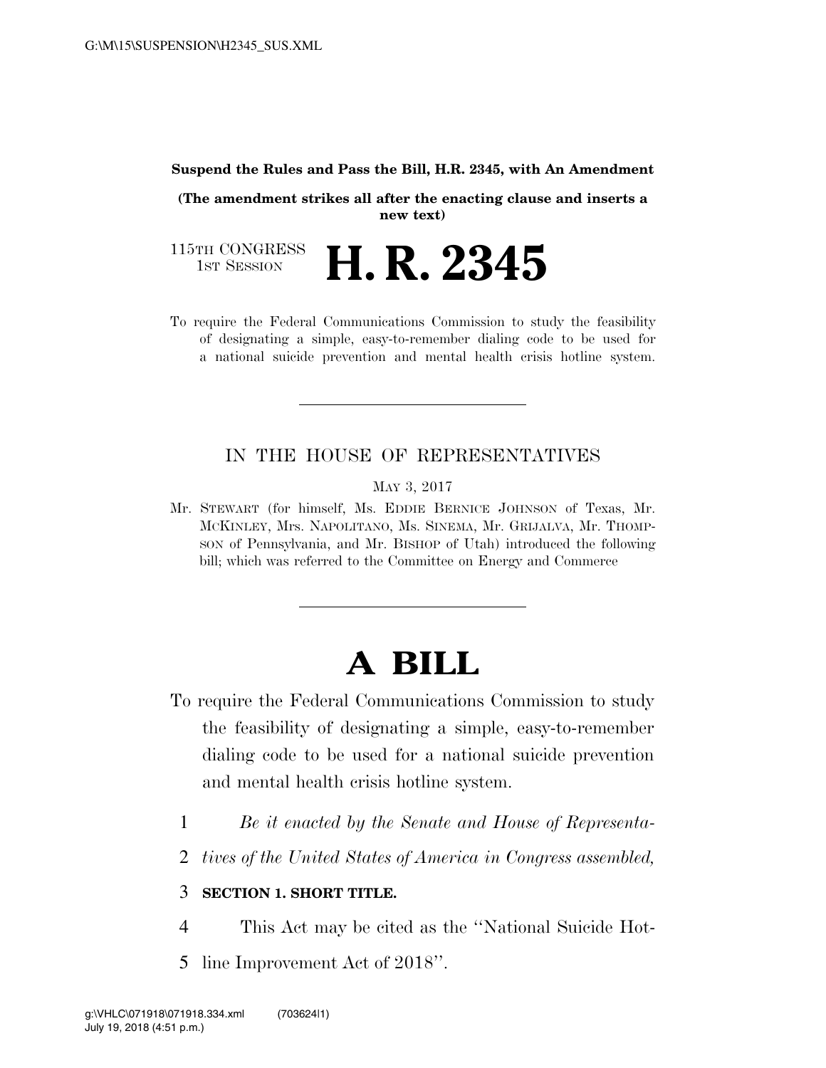**Suspend the Rules and Pass the Bill, H.R. 2345, with An Amendment**

**(The amendment strikes all after the enacting clause and inserts a new text)**

115TH CONGRESS
1ST SESSION

# H. R. 2345

To require the Federal Communications Commission to study the feasibility of designating a simple, easy-to-remember dialing code to be used for a national suicide prevention and mental health crisis hotline system.

---

IN THE HOUSE OF REPRESENTATIVES

MAY 3, 2017

Mr. STEWART (for himself, Ms. EDDIE BERNICE JOHNSON of Texas, Mr. MCKINLEY, Mrs. NAPOLITANO, Ms. SINEMA, Mr. GRIJALVA, Mr. THOMPSON of Pennsylvania, and Mr. BISHOP of Utah) introduced the following bill; which was referred to the Committee on Energy and Commerce

---

# A BILL

To require the Federal Communications Commission to study the feasibility of designating a simple, easy-to-remember dialing code to be used for a national suicide prevention and mental health crisis hotline system.

1 *Be it enacted by the Senate and House of Representa-*
2 *tives of the United States of America in Congress assembled,*

3 **SECTION 1. SHORT TITLE.**

4 This Act may be cited as the ''National Suicide Hot-
5 line Improvement Act of 2018''.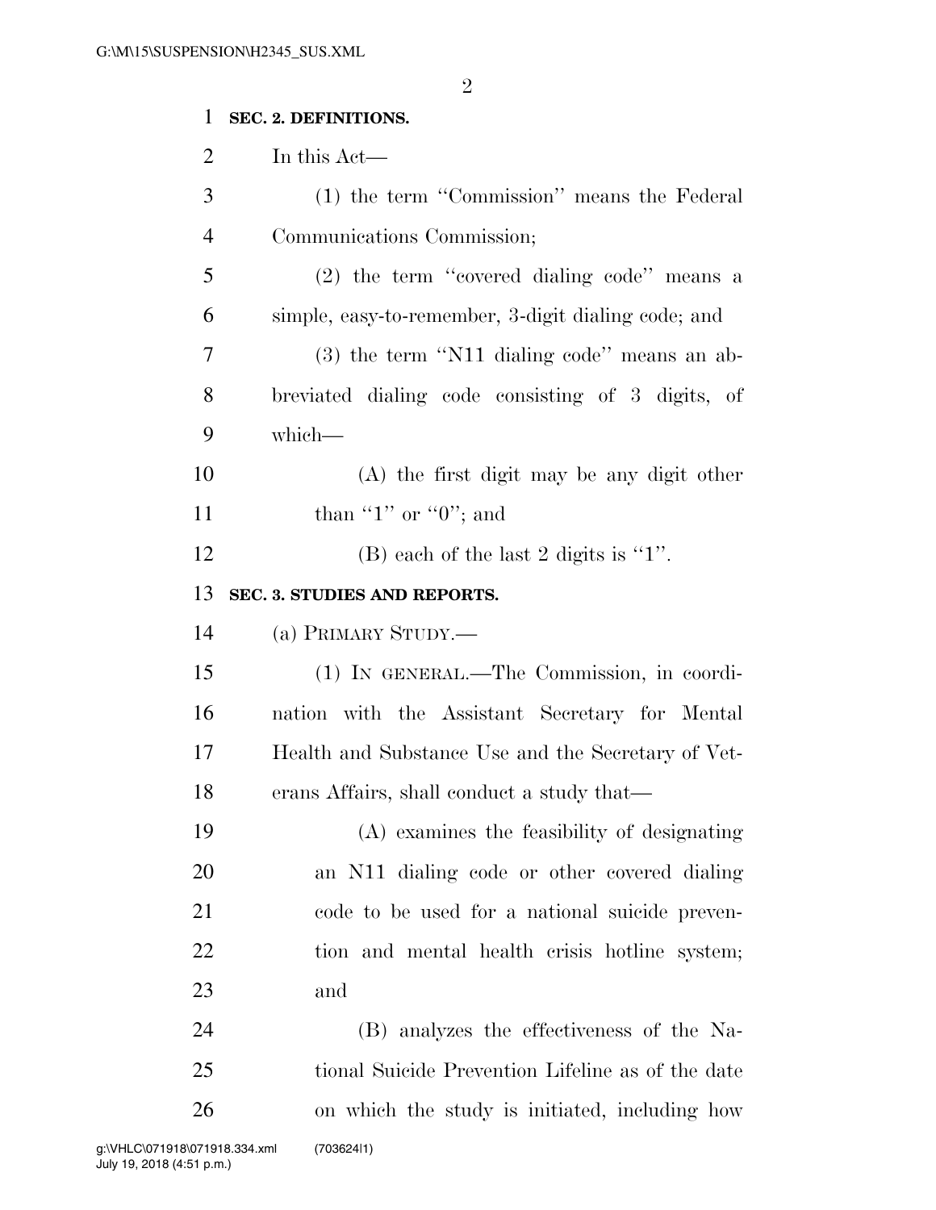**SEC. 2. DEFINITIONS.**

In this Act—

(1) the term "Commission" means the Federal Communications Commission;

(2) the term "covered dialing code" means a simple, easy-to-remember, 3-digit dialing code; and

(3) the term "N11 dialing code" means an abbreviated dialing code consisting of 3 digits, of which—

(A) the first digit may be any digit other than "1" or "0"; and

(B) each of the last 2 digits is "1".

**SEC. 3. STUDIES AND REPORTS.**

(a) PRIMARY STUDY.—

(1) IN GENERAL.—The Commission, in coordination with the Assistant Secretary for Mental Health and Substance Use and the Secretary of Veterans Affairs, shall conduct a study that—

(A) examines the feasibility of designating an N11 dialing code or other covered dialing code to be used for a national suicide prevention and mental health crisis hotline system; and

(B) analyzes the effectiveness of the National Suicide Prevention Lifeline as of the date on which the study is initiated, including how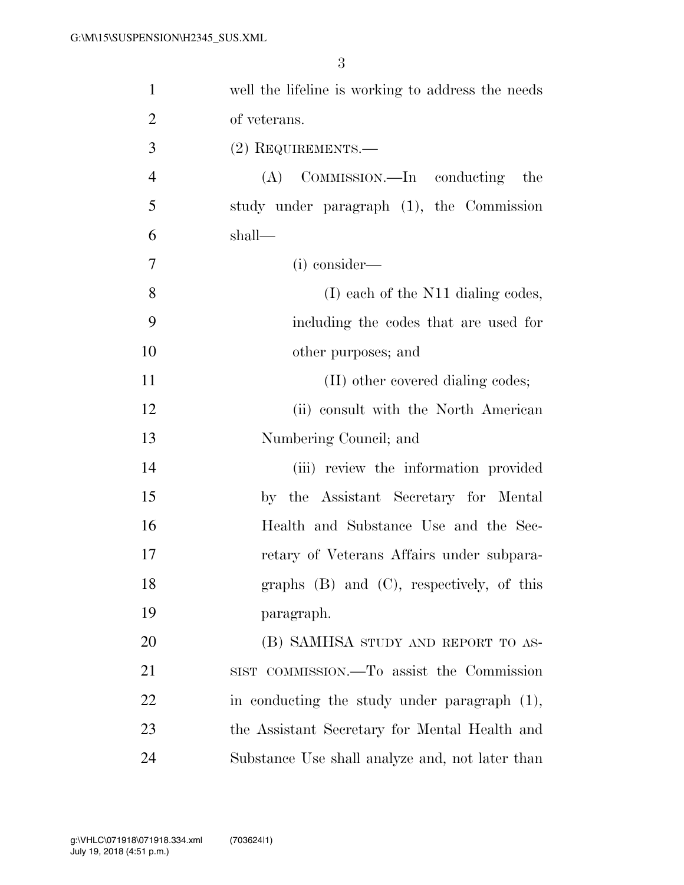well the lifeline is working to address the needs of veterans.

(2) REQUIREMENTS.—

(A) COMMISSION.—In conducting the study under paragraph (1), the Commission shall—

(i) consider—

(I) each of the N11 dialing codes, including the codes that are used for other purposes; and

(II) other covered dialing codes;

(ii) consult with the North American Numbering Council; and

(iii) review the information provided by the Assistant Secretary for Mental Health and Substance Use and the Secretary of Veterans Affairs under subparagraphs (B) and (C), respectively, of this paragraph.

(B) SAMHSA STUDY AND REPORT TO ASSIST COMMISSION.—To assist the Commission in conducting the study under paragraph (1), the Assistant Secretary for Mental Health and Substance Use shall analyze and, not later than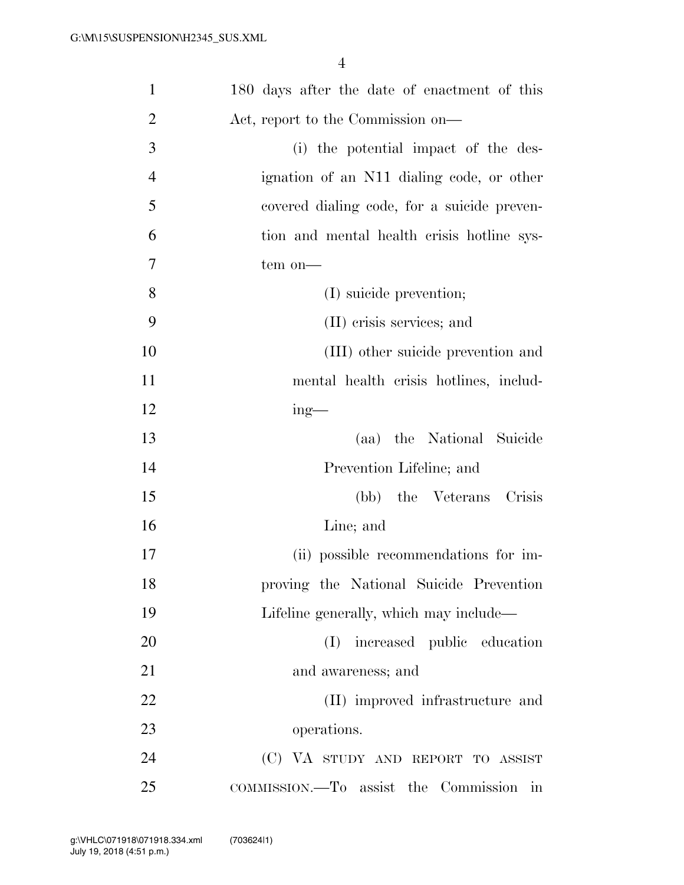180 days after the date of enactment of this Act, report to the Commission on—

(i) the potential impact of the designation of an N11 dialing code, or other covered dialing code, for a suicide prevention and mental health crisis hotline system on—

(I) suicide prevention;

(II) crisis services; and

(III) other suicide prevention and mental health crisis hotlines, including—

(aa) the National Suicide Prevention Lifeline; and

(bb) the Veterans Crisis Line; and

(ii) possible recommendations for improving the National Suicide Prevention Lifeline generally, which may include—

(I) increased public education and awareness; and

(II) improved infrastructure and operations.

(C) VA STUDY AND REPORT TO ASSIST COMMISSION.—To assist the Commission in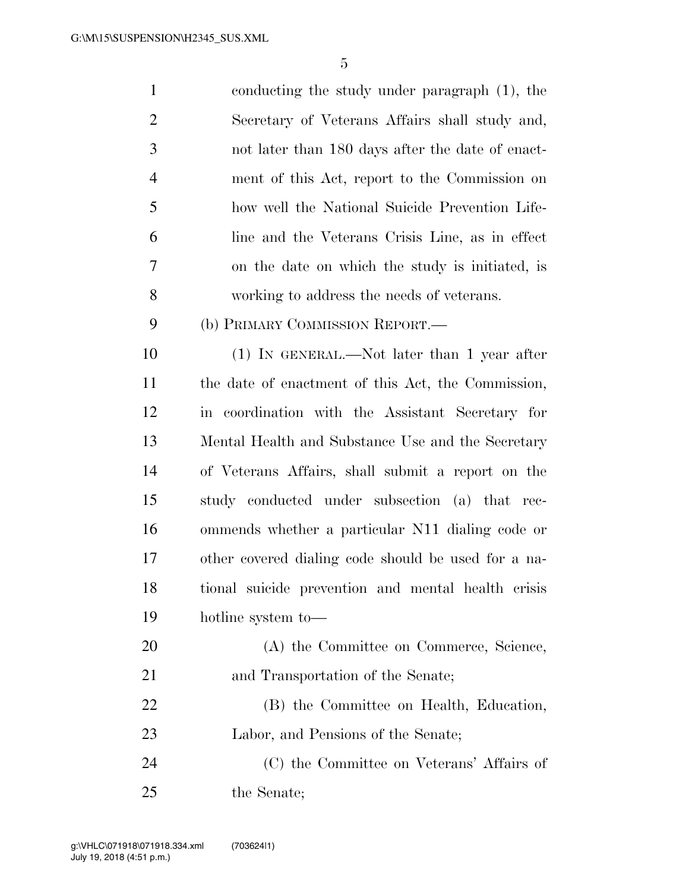conducting the study under paragraph (1), the Secretary of Veterans Affairs shall study and, not later than 180 days after the date of enactment of this Act, report to the Commission on how well the National Suicide Prevention Lifeline and the Veterans Crisis Line, as in effect on the date on which the study is initiated, is working to address the needs of veterans.

(b) PRIMARY COMMISSION REPORT.—

(1) IN GENERAL.—Not later than 1 year after the date of enactment of this Act, the Commission, in coordination with the Assistant Secretary for Mental Health and Substance Use and the Secretary of Veterans Affairs, shall submit a report on the study conducted under subsection (a) that recommends whether a particular N11 dialing code or other covered dialing code should be used for a national suicide prevention and mental health crisis hotline system to—

(A) the Committee on Commerce, Science, and Transportation of the Senate;

(B) the Committee on Health, Education, Labor, and Pensions of the Senate;

(C) the Committee on Veterans' Affairs of the Senate;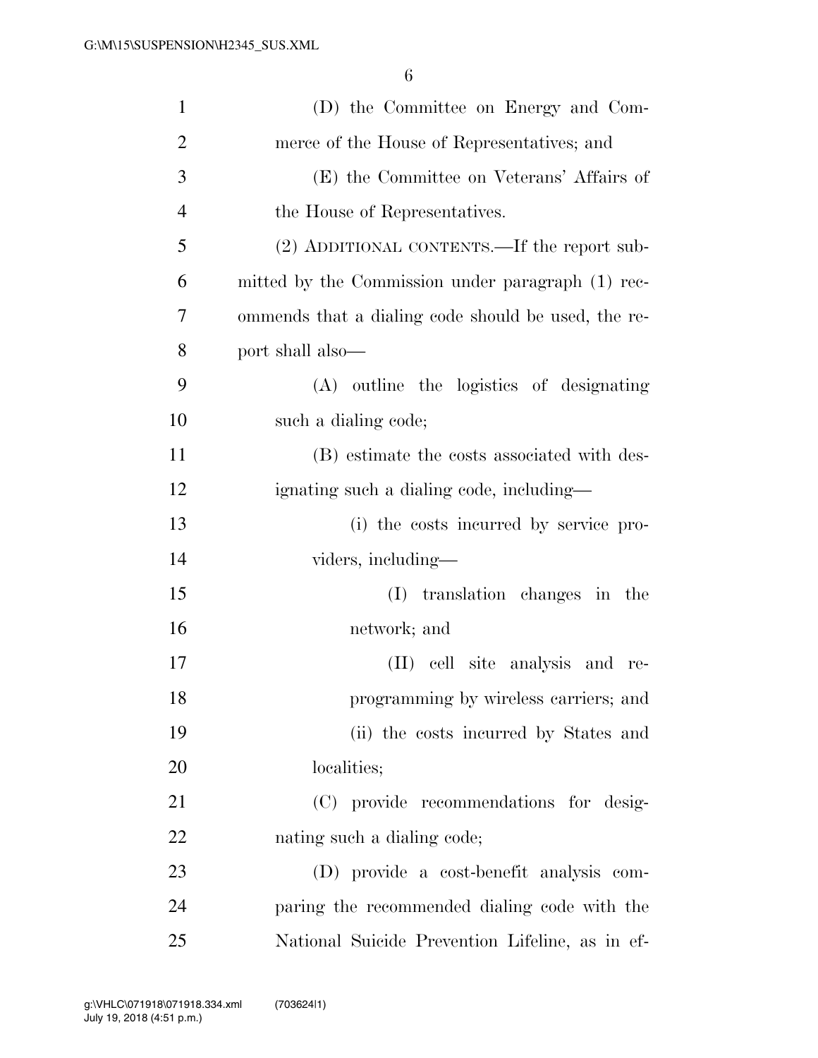(D) the Committee on Energy and Commerce of the House of Representatives; and

(E) the Committee on Veterans' Affairs of the House of Representatives.

(2) ADDITIONAL CONTENTS.—If the report submitted by the Commission under paragraph (1) recommends that a dialing code should be used, the report shall also—

(A) outline the logistics of designating such a dialing code;

(B) estimate the costs associated with designating such a dialing code, including—

(i) the costs incurred by service providers, including—

(I) translation changes in the network; and

(II) cell site analysis and reprogramming by wireless carriers; and

(ii) the costs incurred by States and localities;

(C) provide recommendations for designating such a dialing code;

(D) provide a cost-benefit analysis comparing the recommended dialing code with the National Suicide Prevention Lifeline, as in ef-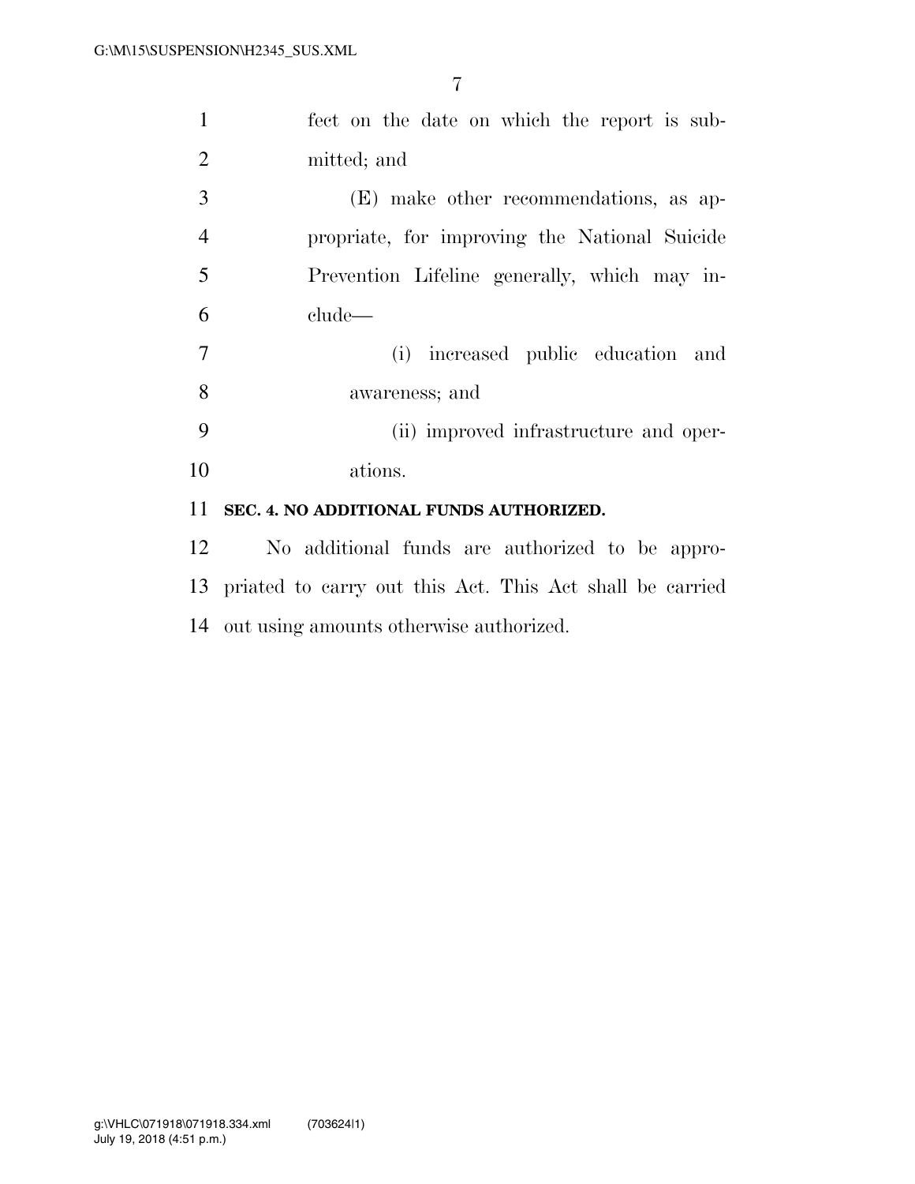fect on the date on which the report is submitted; and

(E) make other recommendations, as appropriate, for improving the National Suicide Prevention Lifeline generally, which may include—

(i) increased public education and awareness; and

(ii) improved infrastructure and operations.

**SEC. 4. NO ADDITIONAL FUNDS AUTHORIZED.**

No additional funds are authorized to be appropriated to carry out this Act. This Act shall be carried out using amounts otherwise authorized.